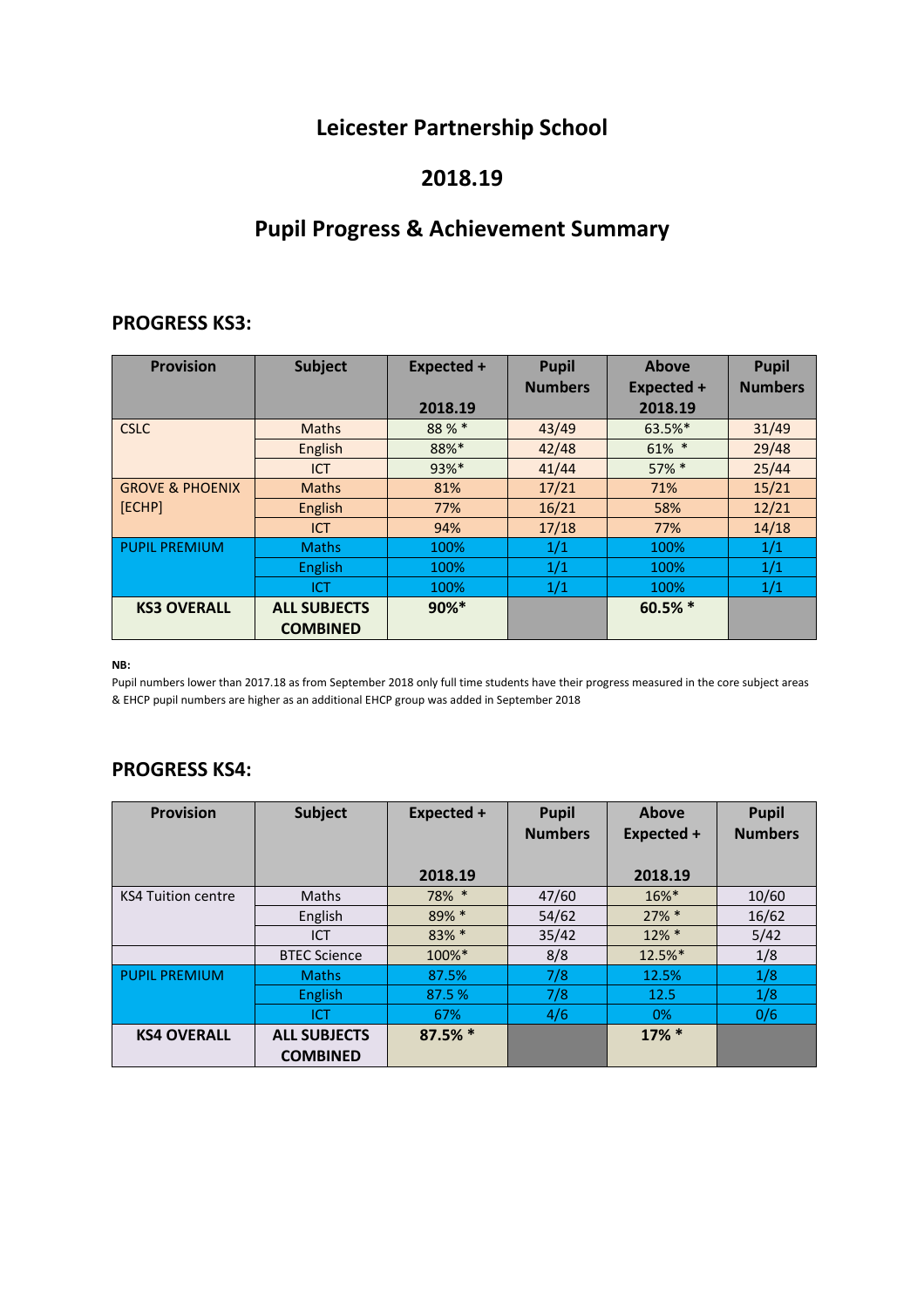# Leicester Partnership School

## 2018.19

## Pupil Progress & Achievement Summary

### PROGRESS KS3:

| Provision | Subject | Expected + 2018.19 | Pupil Numbers | Above Expected + 2018.19 | Pupil Numbers |
|---|---|---|---|---|---|
| CSLC | Maths | 88 % * | 43/49 | 63.5%* | 31/49 |
| | English | 88%* | 42/48 | 61% * | 29/48 |
| | ICT | 93%* | 41/44 | 57% * | 25/44 |
| GROVE & PHOENIX [ECHP] | Maths | 81% | 17/21 | 71% | 15/21 |
| | English | 77% | 16/21 | 58% | 12/21 |
| | ICT | 94% | 17/18 | 77% | 14/18 |
| PUPIL PREMIUM | Maths | 100% | 1/1 | 100% | 1/1 |
| | English | 100% | 1/1 | 100% | 1/1 |
| | ICT | 100% | 1/1 | 100% | 1/1 |
| **KS3 OVERALL** | **ALL SUBJECTS COMBINED** | **90%*** | | **60.5% *** | |

**NB:**

Pupil numbers lower than 2017.18 as from September 2018 only full time students have their progress measured in the core subject areas & EHCP pupil numbers are higher as an additional EHCP group was added in September 2018

### PROGRESS KS4:

| Provision | Subject | Expected + 2018.19 | Pupil Numbers | Above Expected + 2018.19 | Pupil Numbers |
|---|---|---|---|---|---|
| KS4 Tuition centre | Maths | 78% * | 47/60 | 16%* | 10/60 |
| | English | 89% * | 54/62 | 27% * | 16/62 |
| | ICT | 83% * | 35/42 | 12% * | 5/42 |
| | BTEC Science | 100%* | 8/8 | 12.5%* | 1/8 |
| PUPIL PREMIUM | Maths | 87.5% | 7/8 | 12.5% | 1/8 |
| | English | 87.5 % | 7/8 | 12.5 | 1/8 |
| | ICT | 67% | 4/6 | 0% | 0/6 |
| **KS4 OVERALL** | **ALL SUBJECTS COMBINED** | **87.5% *** | | **17% *** | |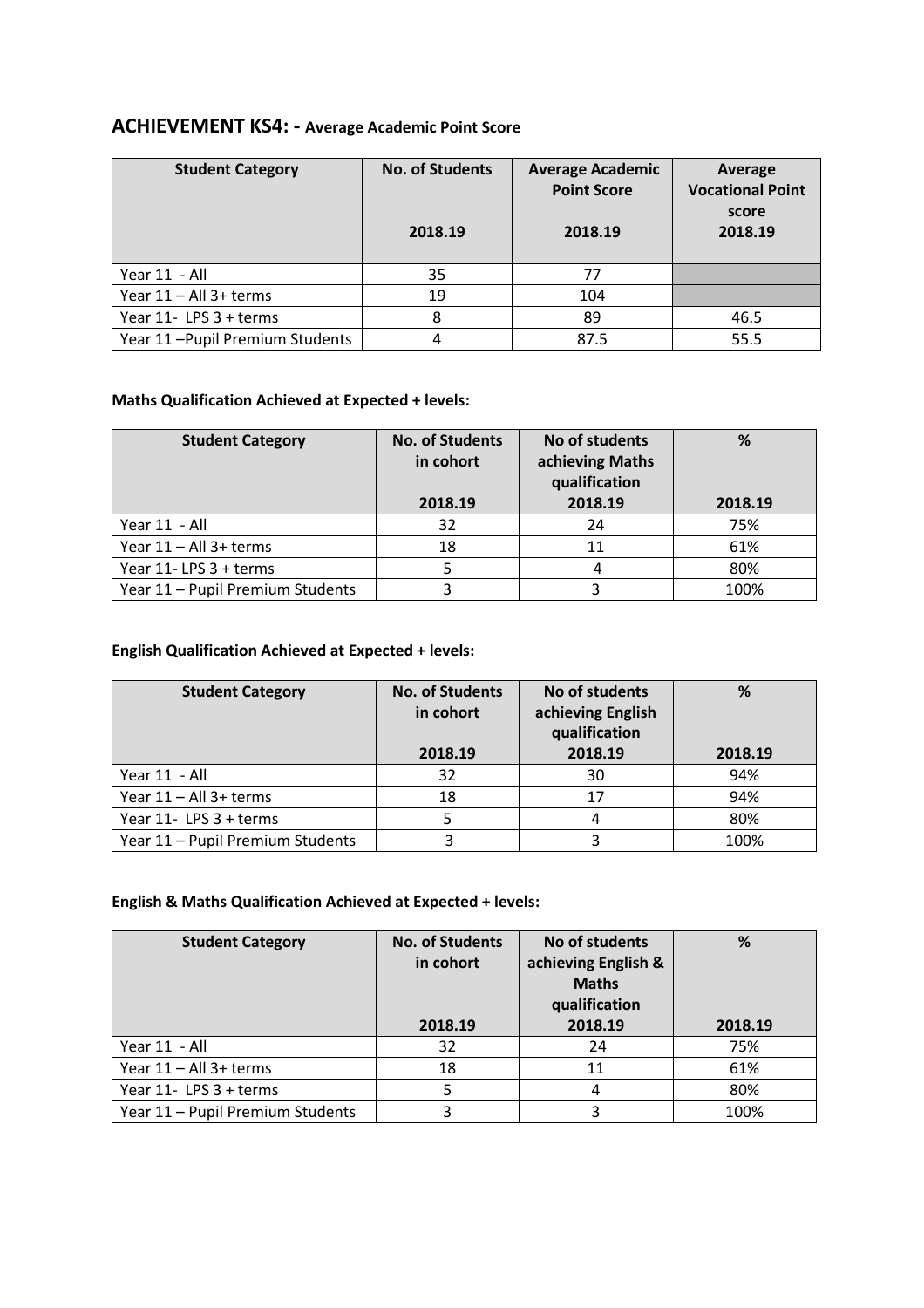## ACHIEVEMENT KS4: - Average Academic Point Score

| Student Category | No. of Students 2018.19 | Average Academic Point Score 2018.19 | Average Vocational Point score 2018.19 |
|---|---|---|---|
| Year 11 - All | 35 | 77 | |
| Year 11 – All 3+ terms | 19 | 104 | |
| Year 11- LPS 3 + terms | 8 | 89 | 46.5 |
| Year 11 –Pupil Premium Students | 4 | 87.5 | 55.5 |

**Maths Qualification Achieved at Expected + levels:**

| Student Category | No. of Students in cohort 2018.19 | No of students achieving Maths qualification 2018.19 | % 2018.19 |
|---|---|---|---|
| Year 11 - All | 32 | 24 | 75% |
| Year 11 – All 3+ terms | 18 | 11 | 61% |
| Year 11- LPS 3 + terms | 5 | 4 | 80% |
| Year 11 – Pupil Premium Students | 3 | 3 | 100% |

**English Qualification Achieved at Expected + levels:**

| Student Category | No. of Students in cohort 2018.19 | No of students achieving English qualification 2018.19 | % 2018.19 |
|---|---|---|---|
| Year 11 - All | 32 | 30 | 94% |
| Year 11 – All 3+ terms | 18 | 17 | 94% |
| Year 11- LPS 3 + terms | 5 | 4 | 80% |
| Year 11 – Pupil Premium Students | 3 | 3 | 100% |

**English & Maths Qualification Achieved at Expected + levels:**

| Student Category | No. of Students in cohort 2018.19 | No of students achieving English & Maths qualification 2018.19 | % 2018.19 |
|---|---|---|---|
| Year 11 - All | 32 | 24 | 75% |
| Year 11 – All 3+ terms | 18 | 11 | 61% |
| Year 11- LPS 3 + terms | 5 | 4 | 80% |
| Year 11 – Pupil Premium Students | 3 | 3 | 100% |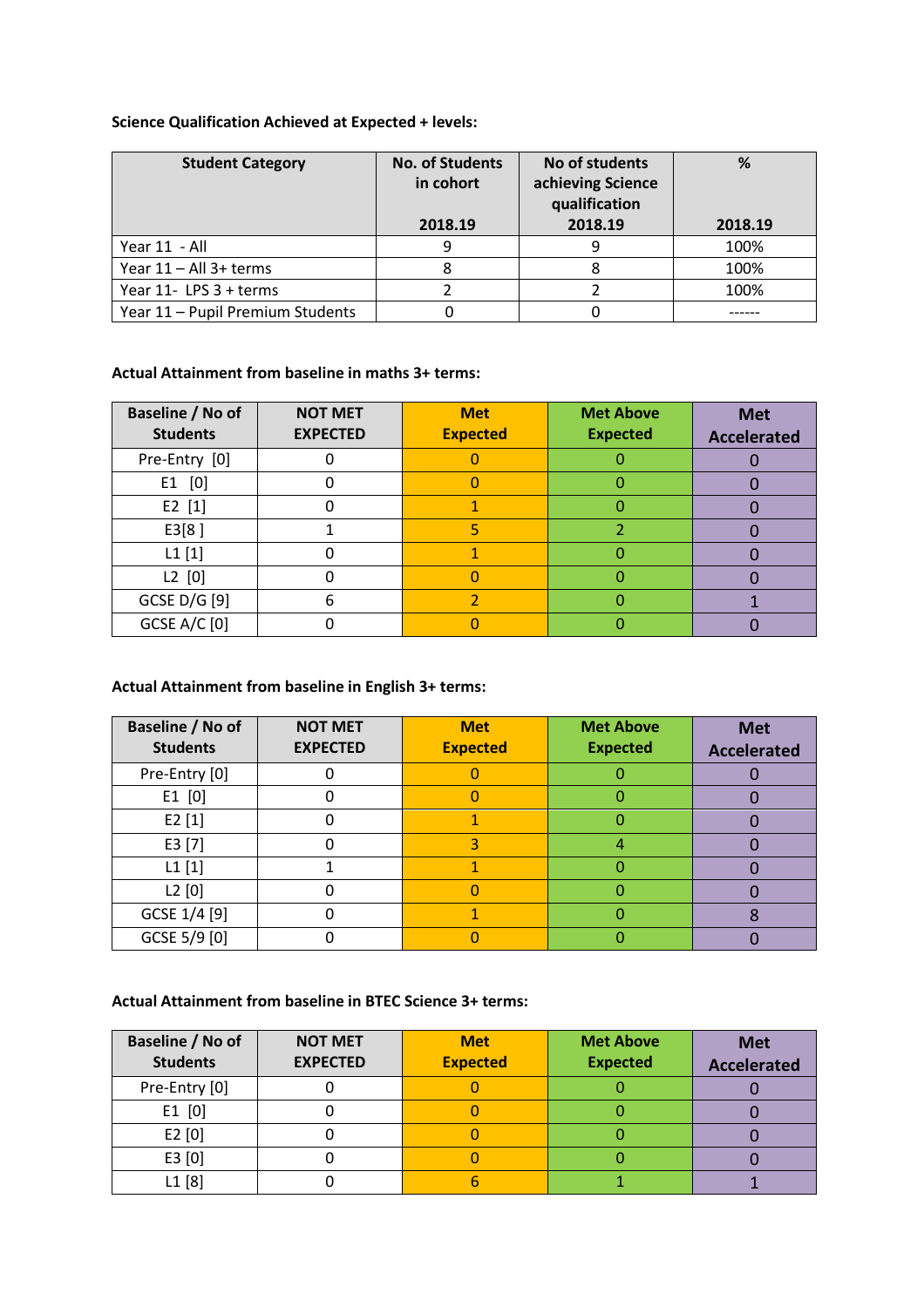**Science Qualification Achieved at Expected + levels:**

| Student Category | No. of Students in cohort 2018.19 | No of students achieving Science qualification 2018.19 | % 2018.19 |
|---|---|---|---|
| Year 11 - All | 9 | 9 | 100% |
| Year 11 – All 3+ terms | 8 | 8 | 100% |
| Year 11- LPS 3 + terms | 2 | 2 | 100% |
| Year 11 – Pupil Premium Students | 0 | 0 | ------ |

**Actual Attainment from baseline in maths 3+ terms:**

| Baseline / No of Students | NOT MET EXPECTED | Met Expected | Met Above Expected | Met Accelerated |
|---|---|---|---|---|
| Pre-Entry [0] | 0 | 0 | 0 | 0 |
| E1 [0] | 0 | 0 | 0 | 0 |
| E2 [1] | 0 | 1 | 0 | 0 |
| E3[8 ] | 1 | 5 | 2 | 0 |
| L1 [1] | 0 | 1 | 0 | 0 |
| L2 [0] | 0 | 0 | 0 | 0 |
| GCSE D/G [9] | 6 | 2 | 0 | 1 |
| GCSE A/C [0] | 0 | 0 | 0 | 0 |

**Actual Attainment from baseline in English 3+ terms:**

| Baseline / No of Students | NOT MET EXPECTED | Met Expected | Met Above Expected | Met Accelerated |
|---|---|---|---|---|
| Pre-Entry [0] | 0 | 0 | 0 | 0 |
| E1 [0] | 0 | 0 | 0 | 0 |
| E2 [1] | 0 | 1 | 0 | 0 |
| E3 [7] | 0 | 3 | 4 | 0 |
| L1 [1] | 1 | 1 | 0 | 0 |
| L2 [0] | 0 | 0 | 0 | 0 |
| GCSE 1/4 [9] | 0 | 1 | 0 | 8 |
| GCSE 5/9 [0] | 0 | 0 | 0 | 0 |

**Actual Attainment from baseline in BTEC Science 3+ terms:**

| Baseline / No of Students | NOT MET EXPECTED | Met Expected | Met Above Expected | Met Accelerated |
|---|---|---|---|---|
| Pre-Entry [0] | 0 | 0 | 0 | 0 |
| E1 [0] | 0 | 0 | 0 | 0 |
| E2 [0] | 0 | 0 | 0 | 0 |
| E3 [0] | 0 | 0 | 0 | 0 |
| L1 [8] | 0 | 6 | 1 | 1 |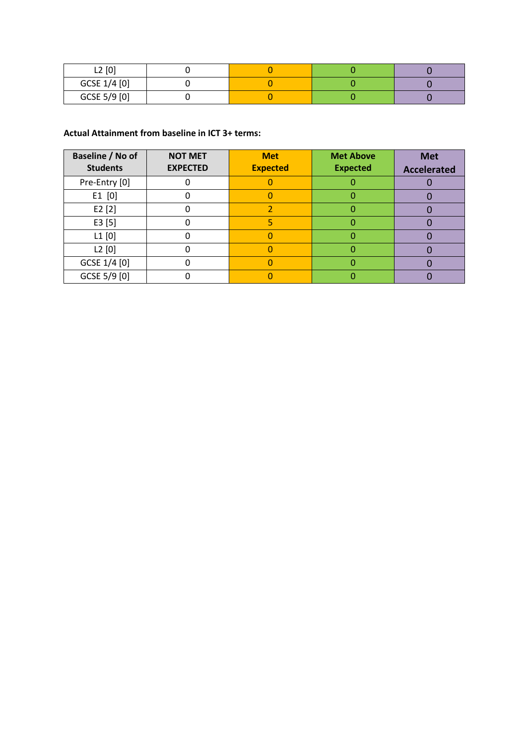| | | | | |
|---|---|---|---|---|
| L2 [0] | 0 | 0 | 0 | 0 |
| GCSE 1/4 [0] | 0 | 0 | 0 | 0 |
| GCSE 5/9 [0] | 0 | 0 | 0 | 0 |

**Actual Attainment from baseline in ICT 3+ terms:**

| Baseline / No of Students | NOT MET EXPECTED | Met Expected | Met Above Expected | Met Accelerated |
|---|---|---|---|---|
| Pre-Entry [0] | 0 | 0 | 0 | 0 |
| E1 [0] | 0 | 0 | 0 | 0 |
| E2 [2] | 0 | 2 | 0 | 0 |
| E3 [5] | 0 | 5 | 0 | 0 |
| L1 [0] | 0 | 0 | 0 | 0 |
| L2 [0] | 0 | 0 | 0 | 0 |
| GCSE 1/4 [0] | 0 | 0 | 0 | 0 |
| GCSE 5/9 [0] | 0 | 0 | 0 | 0 |